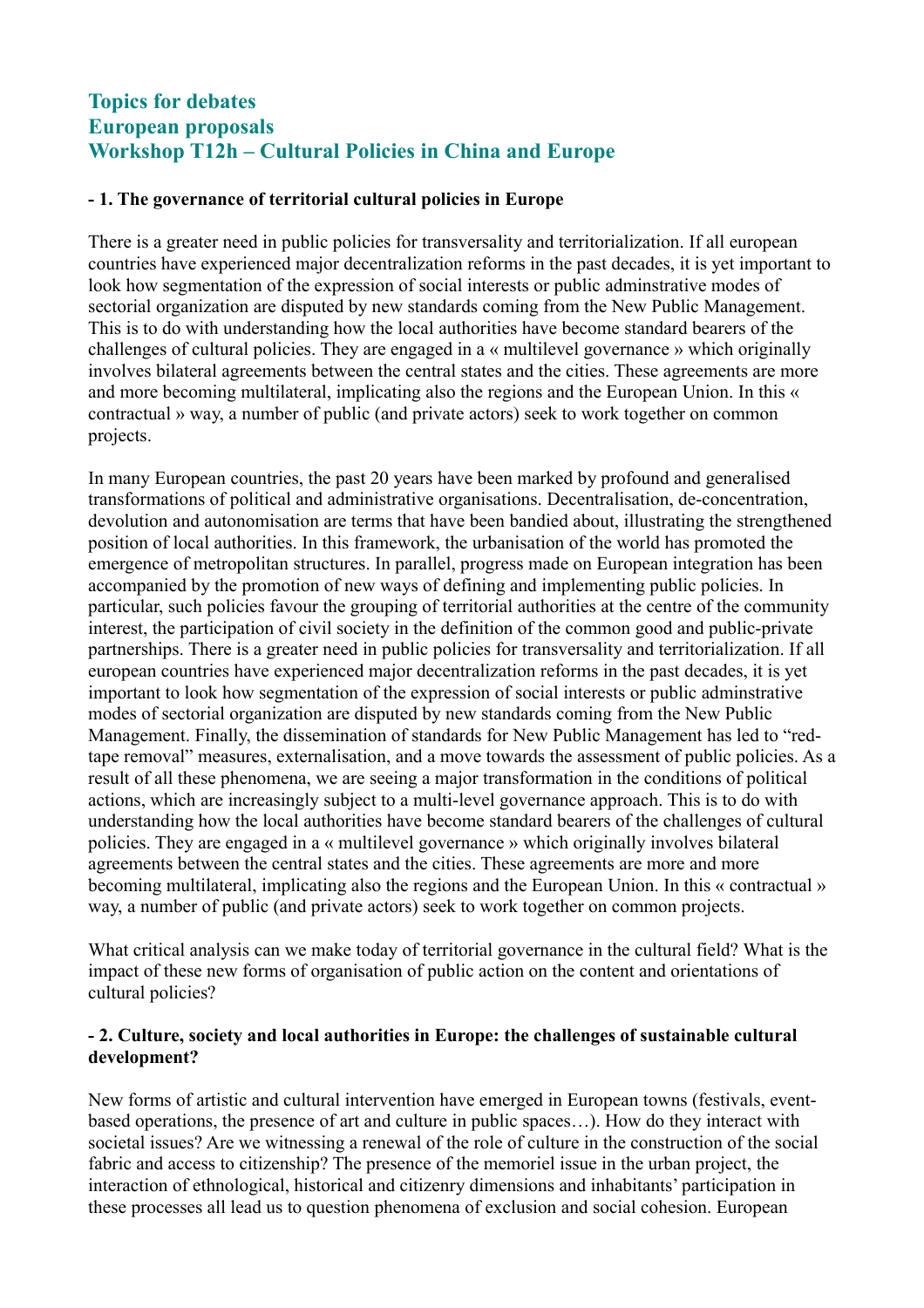# Topics for debates
# European proposals
# Workshop T12h – Cultural Policies in China and Europe

**- 1. The governance of territorial cultural policies in Europe**

There is a greater need in public policies for transversality and territorialization. If all european countries have experienced major decentralization reforms in the past decades, it is yet important to look how segmentation of the expression of social interests or public adminstrative modes of sectorial organization are disputed by new standards coming from the New Public Management. This is to do with understanding how the local authorities have become standard bearers of the challenges of cultural policies. They are engaged in a « multilevel governance » which originally involves bilateral agreements between the central states and the cities. These agreements are more and more becoming multilateral, implicating also the regions and the European Union. In this « contractual » way, a number of public (and private actors) seek to work together on common projects.

In many European countries, the past 20 years have been marked by profound and generalised transformations of political and administrative organisations. Decentralisation, de-concentration, devolution and autonomisation are terms that have been bandied about, illustrating the strengthened position of local authorities. In this framework, the urbanisation of the world has promoted the emergence of metropolitan structures. In parallel, progress made on European integration has been accompanied by the promotion of new ways of defining and implementing public policies. In particular, such policies favour the grouping of territorial authorities at the centre of the community interest, the participation of civil society in the definition of the common good and public-private partnerships. There is a greater need in public policies for transversality and territorialization. If all european countries have experienced major decentralization reforms in the past decades, it is yet important to look how segmentation of the expression of social interests or public adminstrative modes of sectorial organization are disputed by new standards coming from the New Public Management. Finally, the dissemination of standards for New Public Management has led to "red-tape removal" measures, externalisation, and a move towards the assessment of public policies. As a result of all these phenomena, we are seeing a major transformation in the conditions of political actions, which are increasingly subject to a multi-level governance approach. This is to do with understanding how the local authorities have become standard bearers of the challenges of cultural policies. They are engaged in a « multilevel governance » which originally involves bilateral agreements between the central states and the cities. These agreements are more and more becoming multilateral, implicating also the regions and the European Union. In this « contractual » way, a number of public (and private actors) seek to work together on common projects.

What critical analysis can we make today of territorial governance in the cultural field? What is the impact of these new forms of organisation of public action on the content and orientations of cultural policies?

**- 2. Culture, society and local authorities in Europe: the challenges of sustainable cultural development?**

New forms of artistic and cultural intervention have emerged in European towns (festivals, event-based operations, the presence of art and culture in public spaces…). How do they interact with societal issues? Are we witnessing a renewal of the role of culture in the construction of the social fabric and access to citizenship? The presence of the memoriel issue in the urban project, the interaction of ethnological, historical and citizenry dimensions and inhabitants' participation in these processes all lead us to question phenomena of exclusion and social cohesion. European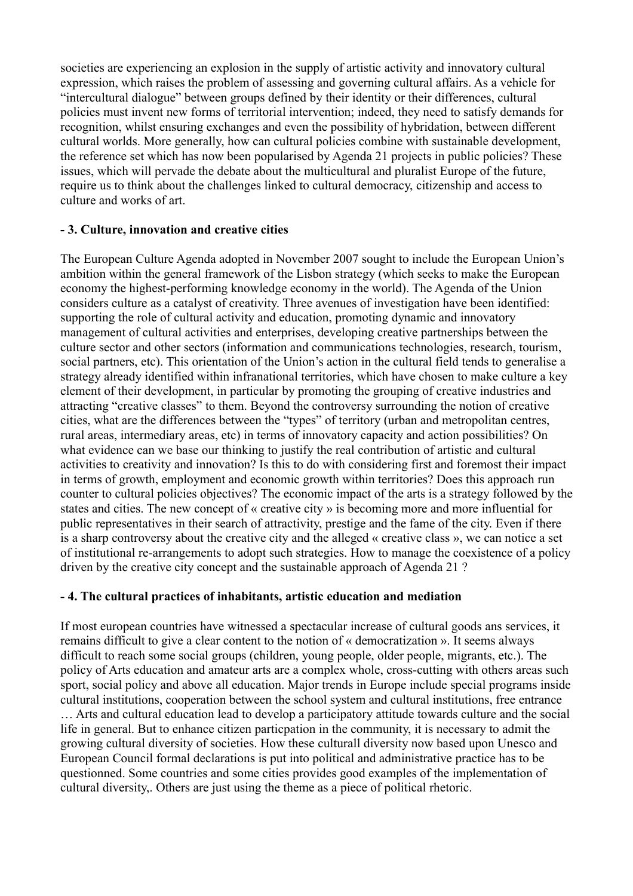societies are experiencing an explosion in the supply of artistic activity and innovatory cultural expression, which raises the problem of assessing and governing cultural affairs. As a vehicle for "intercultural dialogue" between groups defined by their identity or their differences, cultural policies must invent new forms of territorial intervention; indeed, they need to satisfy demands for recognition, whilst ensuring exchanges and even the possibility of hybridation, between different cultural worlds. More generally, how can cultural policies combine with sustainable development, the reference set which has now been popularised by Agenda 21 projects in public policies? These issues, which will pervade the debate about the multicultural and pluralist Europe of the future, require us to think about the challenges linked to cultural democracy, citizenship and access to culture and works of art.

**- 3. Culture, innovation and creative cities**

The European Culture Agenda adopted in November 2007 sought to include the European Union's ambition within the general framework of the Lisbon strategy (which seeks to make the European economy the highest-performing knowledge economy in the world). The Agenda of the Union considers culture as a catalyst of creativity. Three avenues of investigation have been identified: supporting the role of cultural activity and education, promoting dynamic and innovatory management of cultural activities and enterprises, developing creative partnerships between the culture sector and other sectors (information and communications technologies, research, tourism, social partners, etc). This orientation of the Union's action in the cultural field tends to generalise a strategy already identified within infranational territories, which have chosen to make culture a key element of their development, in particular by promoting the grouping of creative industries and attracting "creative classes" to them. Beyond the controversy surrounding the notion of creative cities, what are the differences between the "types" of territory (urban and metropolitan centres, rural areas, intermediary areas, etc) in terms of innovatory capacity and action possibilities? On what evidence can we base our thinking to justify the real contribution of artistic and cultural activities to creativity and innovation? Is this to do with considering first and foremost their impact in terms of growth, employment and economic growth within territories? Does this approach run counter to cultural policies objectives? The economic impact of the arts is a strategy followed by the states and cities. The new concept of « creative city » is becoming more and more influential for public representatives in their search of attractivity, prestige and the fame of the city. Even if there is a sharp controversy about the creative city and the alleged « creative class », we can notice a set of institutional re-arrangements to adopt such strategies. How to manage the coexistence of a policy driven by the creative city concept and the sustainable approach of Agenda 21 ?

**- 4. The cultural practices of inhabitants, artistic education and mediation**

If most european countries have witnessed a spectacular increase of cultural goods ans services, it remains difficult to give a clear content to the notion of « democratization ». It seems always difficult to reach some social groups (children, young people, older people, migrants, etc.). The policy of Arts education and amateur arts are a complex whole, cross-cutting with others areas such sport, social policy and above all education. Major trends in Europe include special programs inside cultural institutions, cooperation between the school system and cultural institutions, free entrance … Arts and cultural education lead to develop a participatory attitude towards culture and the social life in general. But to enhance citizen particpation in the community, it is necessary to admit the growing cultural diversity of societies. How these culturall diversity now based upon Unesco and European Council formal declarations is put into political and administrative practice has to be questionned. Some countries and some cities provides good examples of the implementation of cultural diversity,. Others are just using the theme as a piece of political rhetoric.